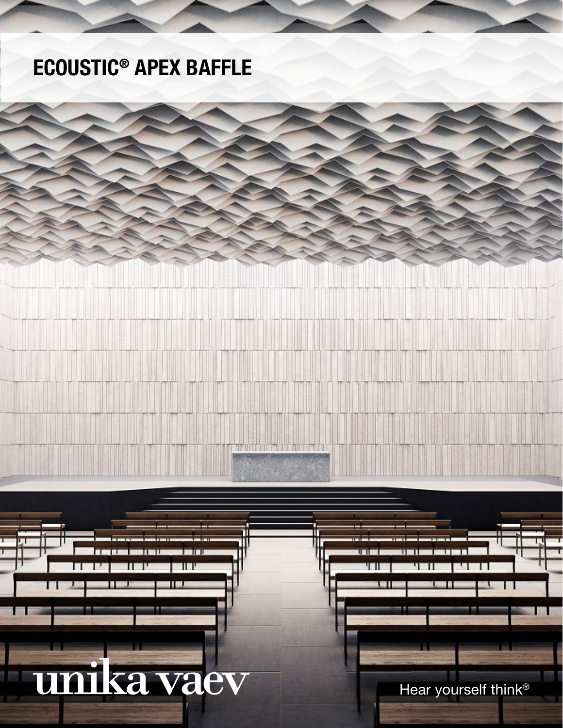# ECOUSTIC® APEX BAFFLE

unika vaev

Hear yourself think®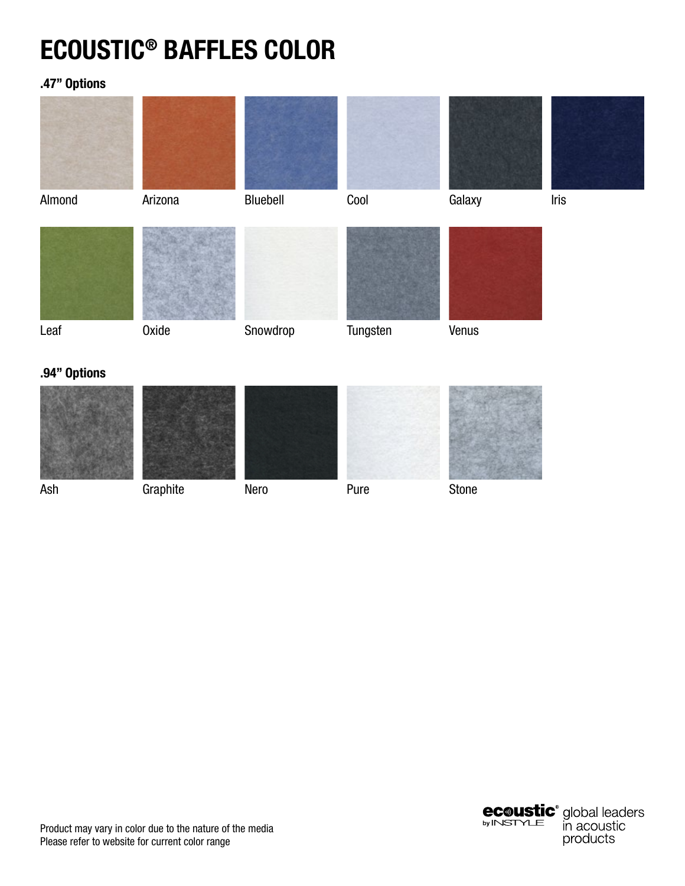# ECOUSTIC® BAFFLES COLOR

## .47" Options

Almond

Arizona

Bluebell

Cool

Galaxy

Iris

Leaf

Oxide

Snowdrop

Tungsten

Venus

## .94" Options

Ash

Graphite

Nero

Pure

Stone

Product may vary in color due to the nature of the media
Please refer to website for current color range

ecoustic® by INSTYLE global leaders in acoustic products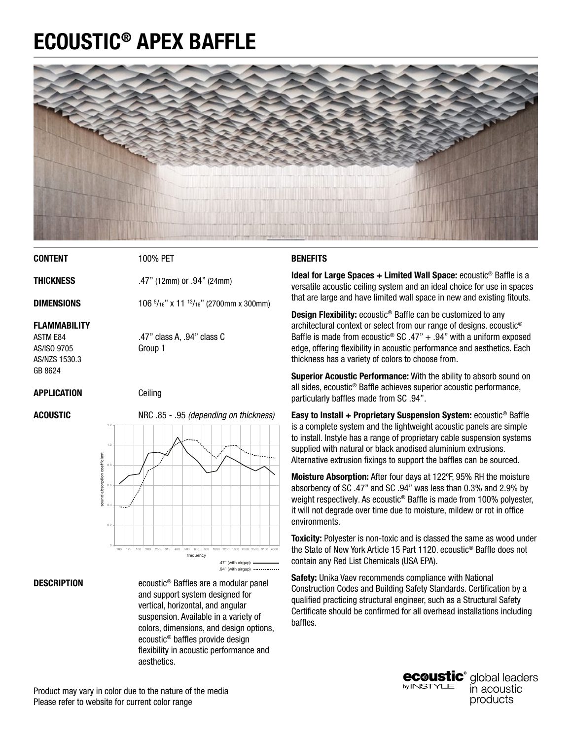# ECOUSTIC® APEX BAFFLE

**CONTENT** 100% PET

**THICKNESS** .47" (12mm) or .94" (24mm)

**DIMENSIONS** 106 5/16" x 11 13/16" (2700mm x 300mm)

**FLAMMABILITY**

| | |
|---|---|
| ASTM E84 | .47" class A, .94" class C |
| AS/ISO 9705 | Group 1 |
| AS/NZS 1530.3 | |
| GB 8624 | |

**APPLICATION** Ceiling

**ACOUSTIC** NRC .85 - .95 *(depending on thickness)*

**DESCRIPTION** ecoustic® Baffles are a modular panel and support system designed for vertical, horizontal, and angular suspension. Available in a variety of colors, dimensions, and design options, ecoustic® baffles provide design flexibility in acoustic performance and aesthetics.

**BENEFITS**

**Ideal for Large Spaces + Limited Wall Space:** ecoustic® Baffle is a versatile acoustic ceiling system and an ideal choice for use in spaces that are large and have limited wall space in new and existing fitouts.

**Design Flexibility:** ecoustic® Baffle can be customized to any architectural context or select from our range of designs. ecoustic® Baffle is made from ecoustic® SC .47" + .94" with a uniform exposed edge, offering flexibility in acoustic performance and aesthetics. Each thickness has a variety of colors to choose from.

**Superior Acoustic Performance:** With the ability to absorb sound on all sides, ecoustic® Baffle achieves superior acoustic performance, particularly baffles made from SC .94".

**Easy to Install + Proprietary Suspension System:** ecoustic® Baffle is a complete system and the lightweight acoustic panels are simple to install. Instyle has a range of proprietary cable suspension systems supplied with natural or black anodised aluminium extrusions. Alternative extrusion fixings to support the baffles can be sourced.

**Moisture Absorption:** After four days at 122ºF, 95% RH the moisture absorbency of SC .47" and SC .94" was less than 0.3% and 2.9% by weight respectively. As ecoustic® Baffle is made from 100% polyester, it will not degrade over time due to moisture, mildew or rot in office environments.

**Toxicity:** Polyester is non-toxic and is classed the same as wood under the State of New York Article 15 Part 1120. ecoustic® Baffle does not contain any Red List Chemicals (USA EPA).

**Safety:** Unika Vaev recommends compliance with National Construction Codes and Building Safety Standards. Certification by a qualified practicing structural engineer, such as a Structural Safety Certificate should be confirmed for all overhead installations including baffles.

Product may vary in color due to the nature of the media
Please refer to website for current color range

ecoustic® by INSTYLE — global leaders in acoustic products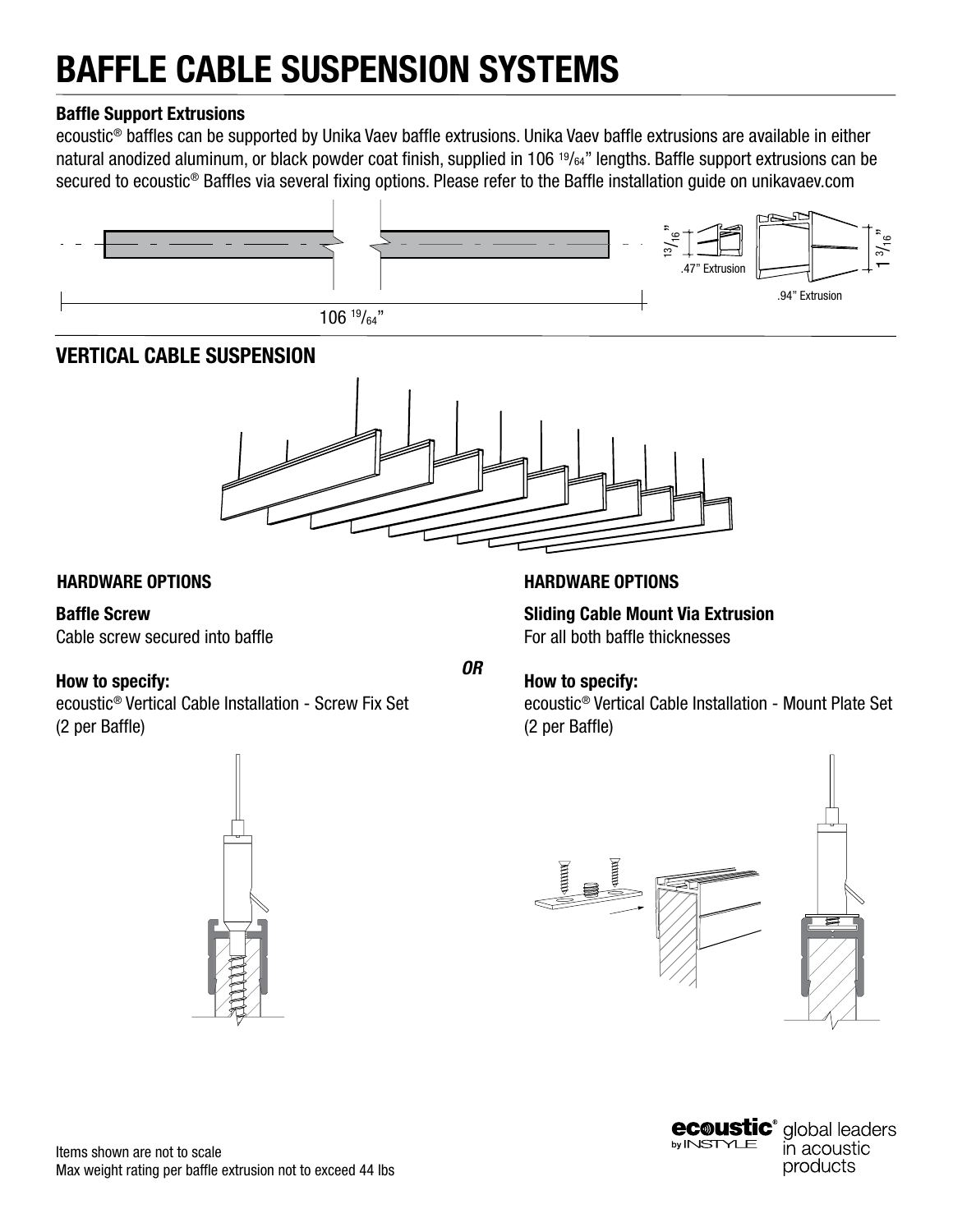# BAFFLE CABLE SUSPENSION SYSTEMS

**Baffle Support Extrusions**

ecoustic® baffles can be supported by Unika Vaev baffle extrusions. Unika Vaev baffle extrusions are available in either natural anodized aluminum, or black powder coat finish, supplied in 106 19/64" lengths. Baffle support extrusions can be secured to ecoustic® Baffles via several fixing options. Please refer to the Baffle installation guide on unikavaev.com

106 19/64"

13/16" .47" Extrusion

1 3/16" .94" Extrusion

## VERTICAL CABLE SUSPENSION

### HARDWARE OPTIONS

**Baffle Screw**

Cable screw secured into baffle

**How to specify:**

ecoustic® Vertical Cable Installation - Screw Fix Set (2 per Baffle)

***OR***

### HARDWARE OPTIONS

**Sliding Cable Mount Via Extrusion**

For all both baffle thicknesses

**How to specify:**

ecoustic® Vertical Cable Installation - Mount Plate Set (2 per Baffle)

Items shown are not to scale

Max weight rating per baffle extrusion not to exceed 44 lbs

ecoustic® by INSTYLE global leaders in acoustic products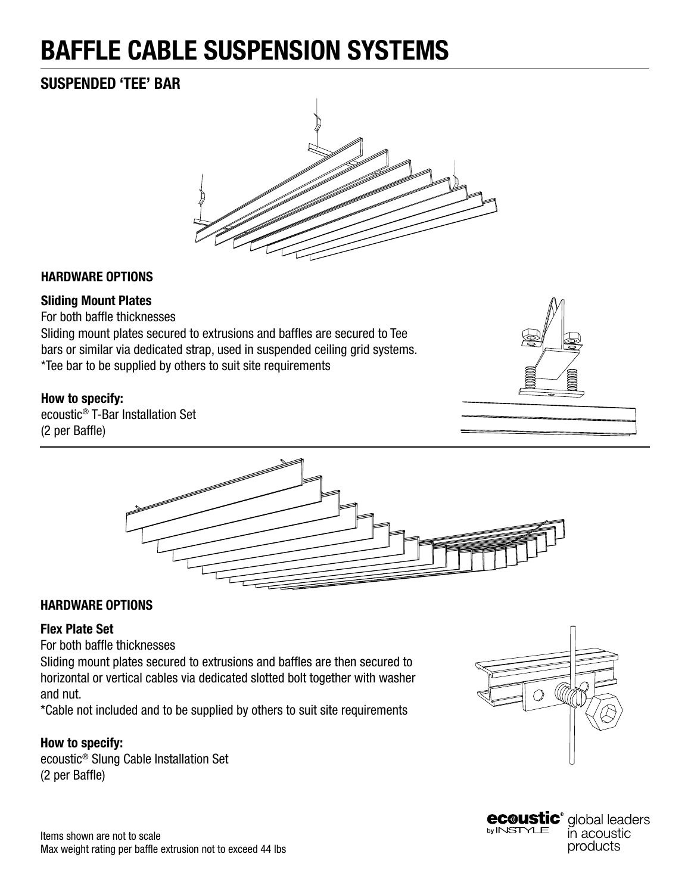# BAFFLE CABLE SUSPENSION SYSTEMS

## SUSPENDED 'TEE' BAR

### HARDWARE OPTIONS

**Sliding Mount Plates**

For both baffle thicknesses

Sliding mount plates secured to extrusions and baffles are secured to Tee bars or similar via dedicated strap, used in suspended ceiling grid systems.

*Tee bar to be supplied by others to suit site requirements

**How to specify:**

ecoustic® T-Bar Installation Set
(2 per Baffle)

### HARDWARE OPTIONS

**Flex Plate Set**

For both baffle thicknesses

Sliding mount plates secured to extrusions and baffles are then secured to horizontal or vertical cables via dedicated slotted bolt together with washer and nut.

*Cable not included and to be supplied by others to suit site requirements

**How to specify:**

ecoustic® Slung Cable Installation Set
(2 per Baffle)

Items shown are not to scale
Max weight rating per baffle extrusion not to exceed 44 lbs

ecoustic® by INSTYLE global leaders in acoustic products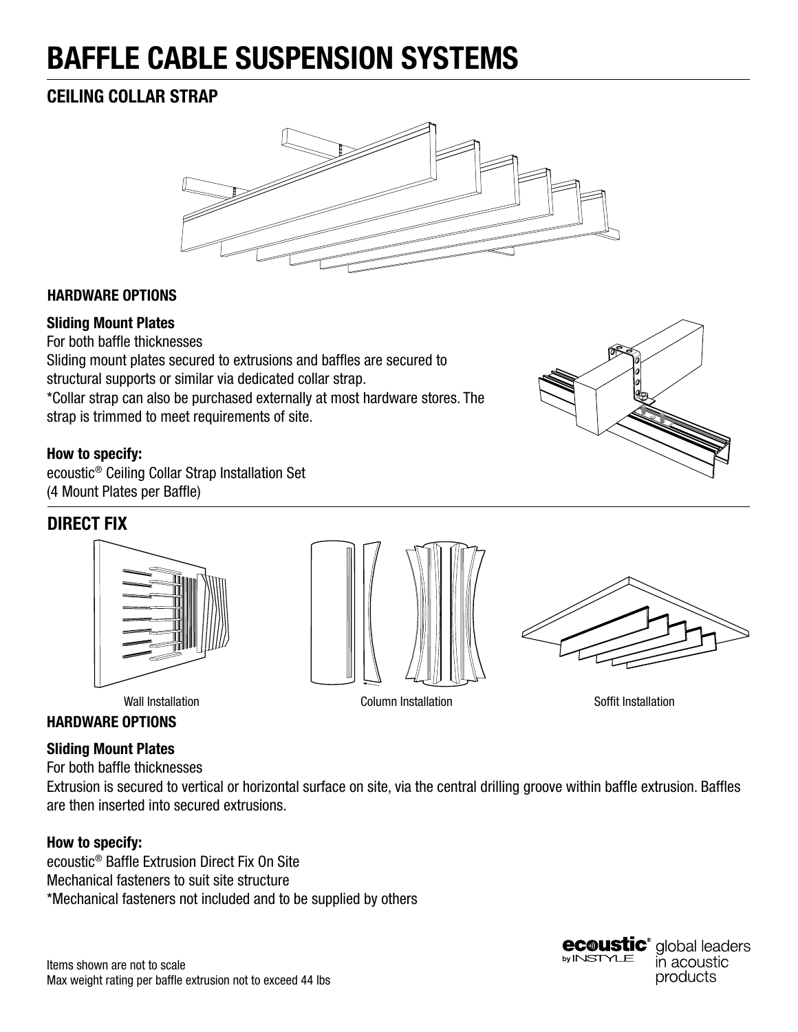# BAFFLE CABLE SUSPENSION SYSTEMS

## CEILING COLLAR STRAP

### HARDWARE OPTIONS

**Sliding Mount Plates**

For both baffle thicknesses

Sliding mount plates secured to extrusions and baffles are secured to structural supports or similar via dedicated collar strap.

*Collar strap can also be purchased externally at most hardware stores. The strap is trimmed to meet requirements of site.

**How to specify:**

ecoustic® Ceiling Collar Strap Installation Set
(4 Mount Plates per Baffle)

## DIRECT FIX

Wall Installation

Column Installation

Soffit Installation

### HARDWARE OPTIONS

**Sliding Mount Plates**

For both baffle thicknesses

Extrusion is secured to vertical or horizontal surface on site, via the central drilling groove within baffle extrusion. Baffles are then inserted into secured extrusions.

**How to specify:**

ecoustic® Baffle Extrusion Direct Fix On Site
Mechanical fasteners to suit site structure
*Mechanical fasteners not included and to be supplied by others

Items shown are not to scale
Max weight rating per baffle extrusion not to exceed 44 lbs

ecoustic® by INSTYLE global leaders in acoustic products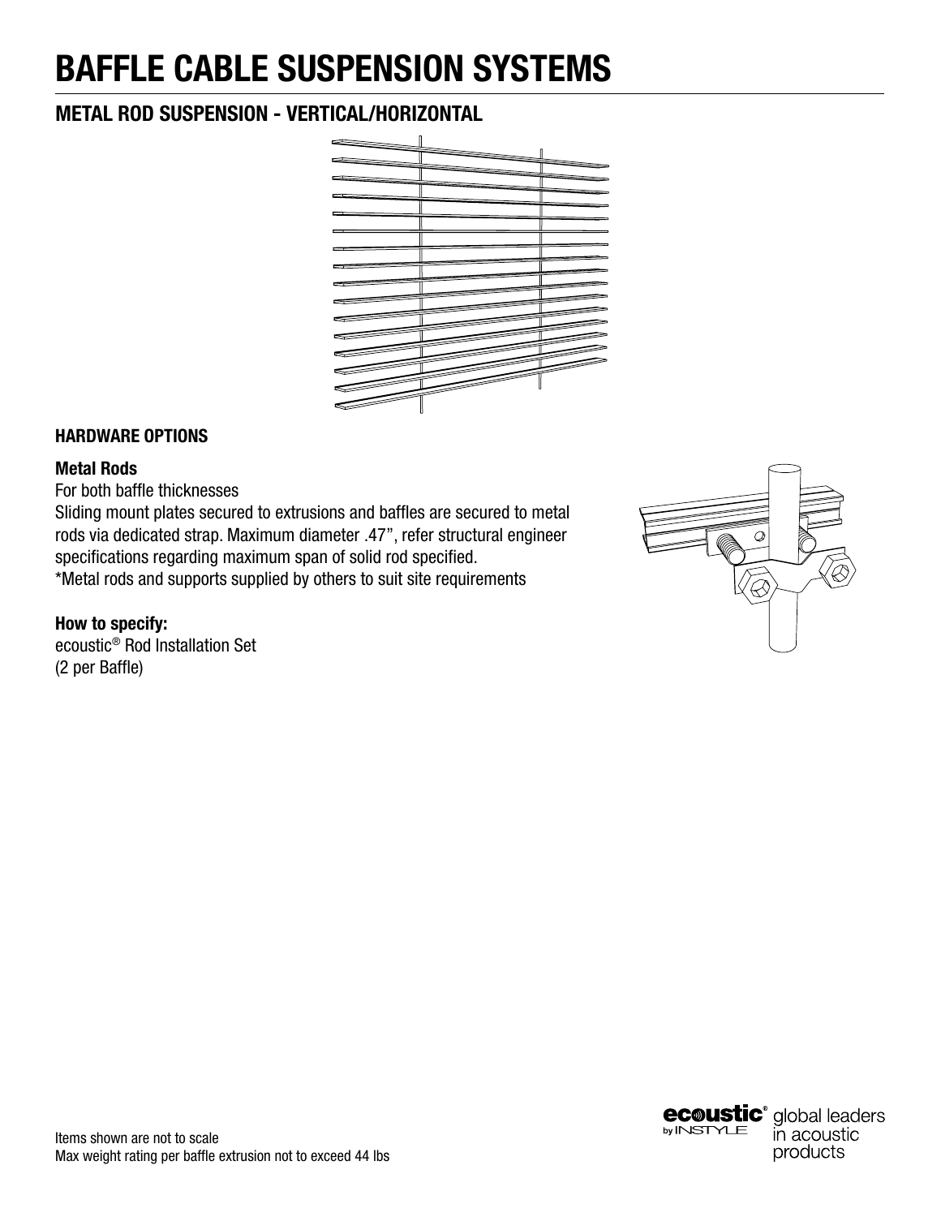# BAFFLE CABLE SUSPENSION SYSTEMS

## METAL ROD SUSPENSION - VERTICAL/HORIZONTAL

### HARDWARE OPTIONS

**Metal Rods**

For both baffle thicknesses

Sliding mount plates secured to extrusions and baffles are secured to metal rods via dedicated strap. Maximum diameter .47", refer structural engineer specifications regarding maximum span of solid rod specified.

*Metal rods and supports supplied by others to suit site requirements

**How to specify:**

ecoustic® Rod Installation Set
(2 per Baffle)

Items shown are not to scale
Max weight rating per baffle extrusion not to exceed 44 lbs